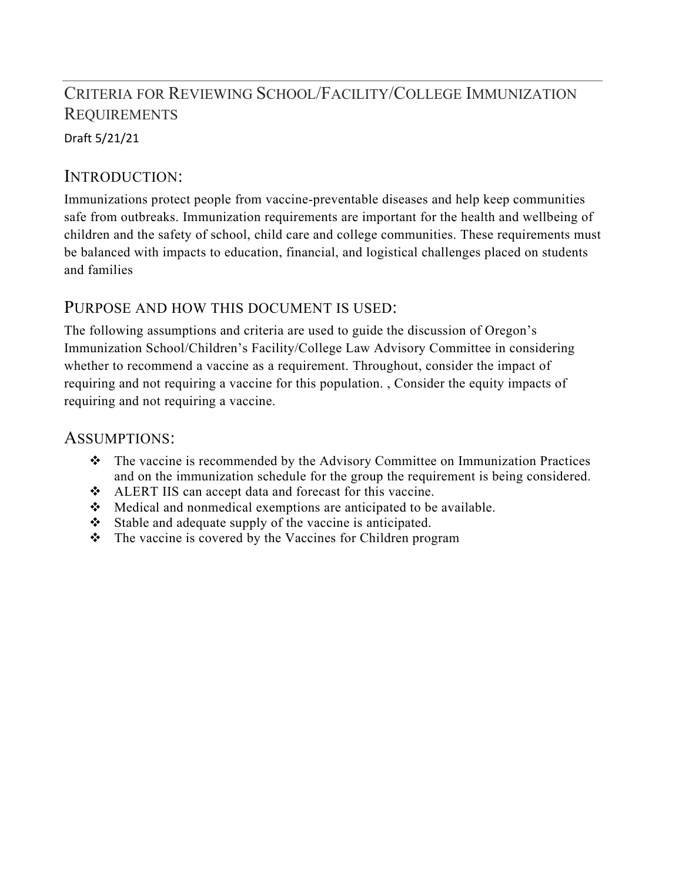# Criteria for Reviewing School/Facility/College Immunization Requirements

Draft 5/21/21

## Introduction:

Immunizations protect people from vaccine-preventable diseases and help keep communities safe from outbreaks. Immunization requirements are important for the health and wellbeing of children and the safety of school, child care and college communities. These requirements must be balanced with impacts to education, financial, and logistical challenges placed on students and families

## Purpose and how this document is used:

The following assumptions and criteria are used to guide the discussion of Oregon's Immunization School/Children's Facility/College Law Advisory Committee in considering whether to recommend a vaccine as a requirement. Throughout, consider the impact of requiring and not requiring a vaccine for this population. , Consider the equity impacts of requiring and not requiring a vaccine.

## Assumptions:

- The vaccine is recommended by the Advisory Committee on Immunization Practices and on the immunization schedule for the group the requirement is being considered.
- ALERT IIS can accept data and forecast for this vaccine.
- Medical and nonmedical exemptions are anticipated to be available.
- Stable and adequate supply of the vaccine is anticipated.
- The vaccine is covered by the Vaccines for Children program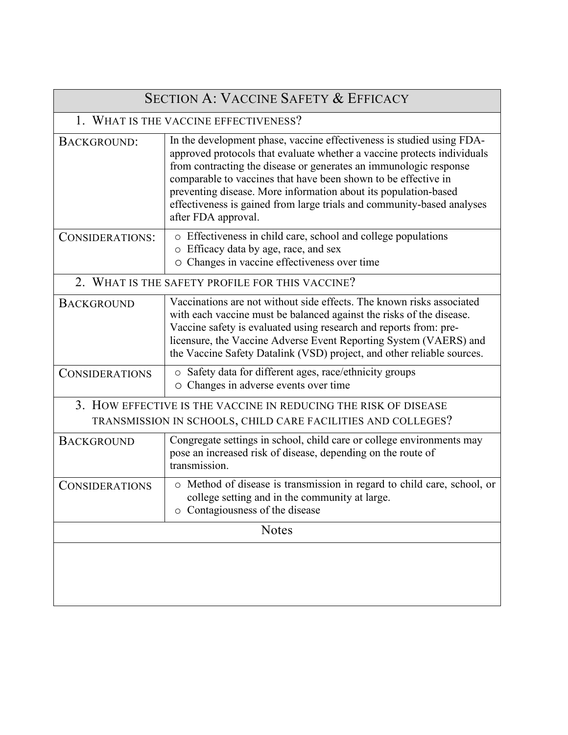| SECTION A: VACCINE SAFETY & EFFICACY | |
|---|---|
| 1. WHAT IS THE VACCINE EFFECTIVENESS? | |
| BACKGROUND: | In the development phase, vaccine effectiveness is studied using FDA-approved protocols that evaluate whether a vaccine protects individuals from contracting the disease or generates an immunologic response comparable to vaccines that have been shown to be effective in preventing disease. More information about its population-based effectiveness is gained from large trials and community-based analyses after FDA approval. |
| CONSIDERATIONS: | ○ Effectiveness in child care, school and college populations<br>○ Efficacy data by age, race, and sex<br>○ Changes in vaccine effectiveness over time |
| 2. WHAT IS THE SAFETY PROFILE FOR THIS VACCINE? | |
| BACKGROUND | Vaccinations are not without side effects. The known risks associated with each vaccine must be balanced against the risks of the disease. Vaccine safety is evaluated using research and reports from: pre-licensure, the Vaccine Adverse Event Reporting System (VAERS) and the Vaccine Safety Datalink (VSD) project, and other reliable sources. |
| CONSIDERATIONS | ○ Safety data for different ages, race/ethnicity groups<br>○ Changes in adverse events over time |
| 3. HOW EFFECTIVE IS THE VACCINE IN REDUCING THE RISK OF DISEASE TRANSMISSION IN SCHOOLS, CHILD CARE FACILITIES AND COLLEGES? | |
| BACKGROUND | Congregate settings in school, child care or college environments may pose an increased risk of disease, depending on the route of transmission. |
| CONSIDERATIONS | ○ Method of disease is transmission in regard to child care, school, or college setting and in the community at large.<br>○ Contagiousness of the disease |
| Notes | |
| | |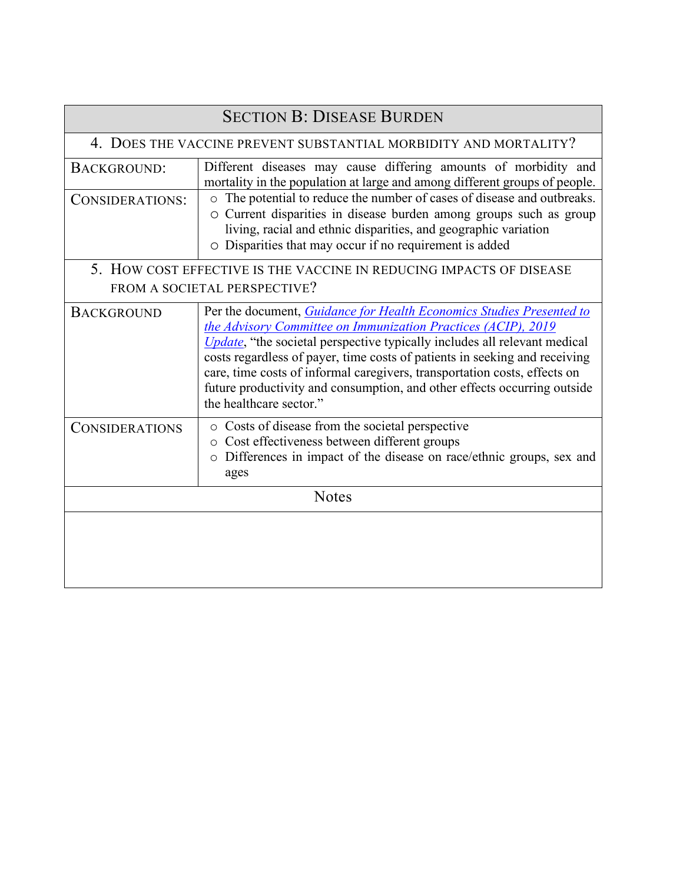| Section B: Disease Burden | |
|---|---|
| **4. Does the vaccine prevent substantial morbidity and mortality?** | |
| Background: | Different diseases may cause differing amounts of morbidity and mortality in the population at large and among different groups of people. |
| Considerations: | ○ The potential to reduce the number of cases of disease and outbreaks.<br>○ Current disparities in disease burden among groups such as group living, racial and ethnic disparities, and geographic variation<br>○ Disparities that may occur if no requirement is added |
| **5. How cost effective is the vaccine in reducing impacts of disease from a societal perspective?** | |
| Background | Per the document, *Guidance for Health Economics Studies Presented to the Advisory Committee on Immunization Practices (ACIP), 2019 Update*, "the societal perspective typically includes all relevant medical costs regardless of payer, time costs of patients in seeking and receiving care, time costs of informal caregivers, transportation costs, effects on future productivity and consumption, and other effects occurring outside the healthcare sector." |
| Considerations | ○ Costs of disease from the societal perspective<br>○ Cost effectiveness between different groups<br>○ Differences in impact of the disease on race/ethnic groups, sex and ages |
| Notes | |
| | |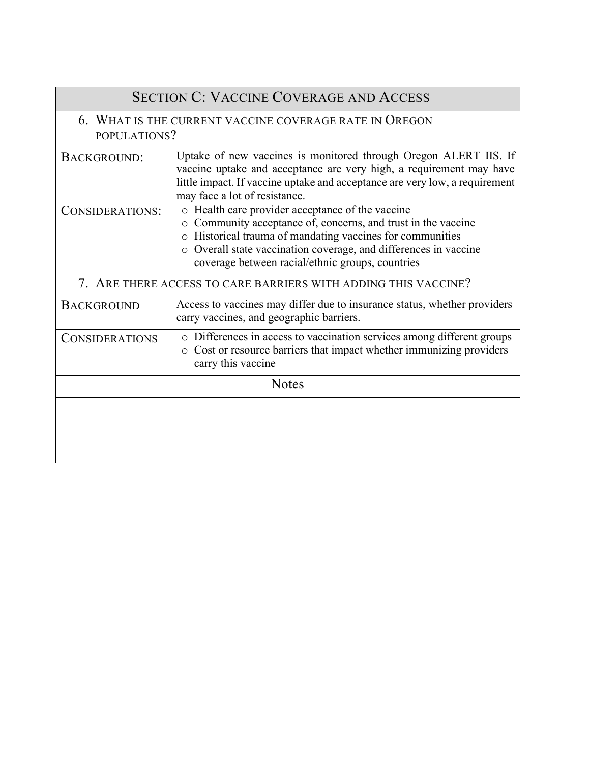| SECTION C: VACCINE COVERAGE AND ACCESS | |
|---|---|
| 6. WHAT IS THE CURRENT VACCINE COVERAGE RATE IN OREGON POPULATIONS? | |
| BACKGROUND: | Uptake of new vaccines is monitored through Oregon ALERT IIS. If vaccine uptake and acceptance are very high, a requirement may have little impact. If vaccine uptake and acceptance are very low, a requirement may face a lot of resistance. |
| CONSIDERATIONS: | ○ Health care provider acceptance of the vaccine<br>○ Community acceptance of, concerns, and trust in the vaccine<br>○ Historical trauma of mandating vaccines for communities<br>○ Overall state vaccination coverage, and differences in vaccine coverage between racial/ethnic groups, countries |
| 7. ARE THERE ACCESS TO CARE BARRIERS WITH ADDING THIS VACCINE? | |
| BACKGROUND | Access to vaccines may differ due to insurance status, whether providers carry vaccines, and geographic barriers. |
| CONSIDERATIONS | ○ Differences in access to vaccination services among different groups<br>○ Cost or resource barriers that impact whether immunizing providers carry this vaccine |
| Notes | |
| | |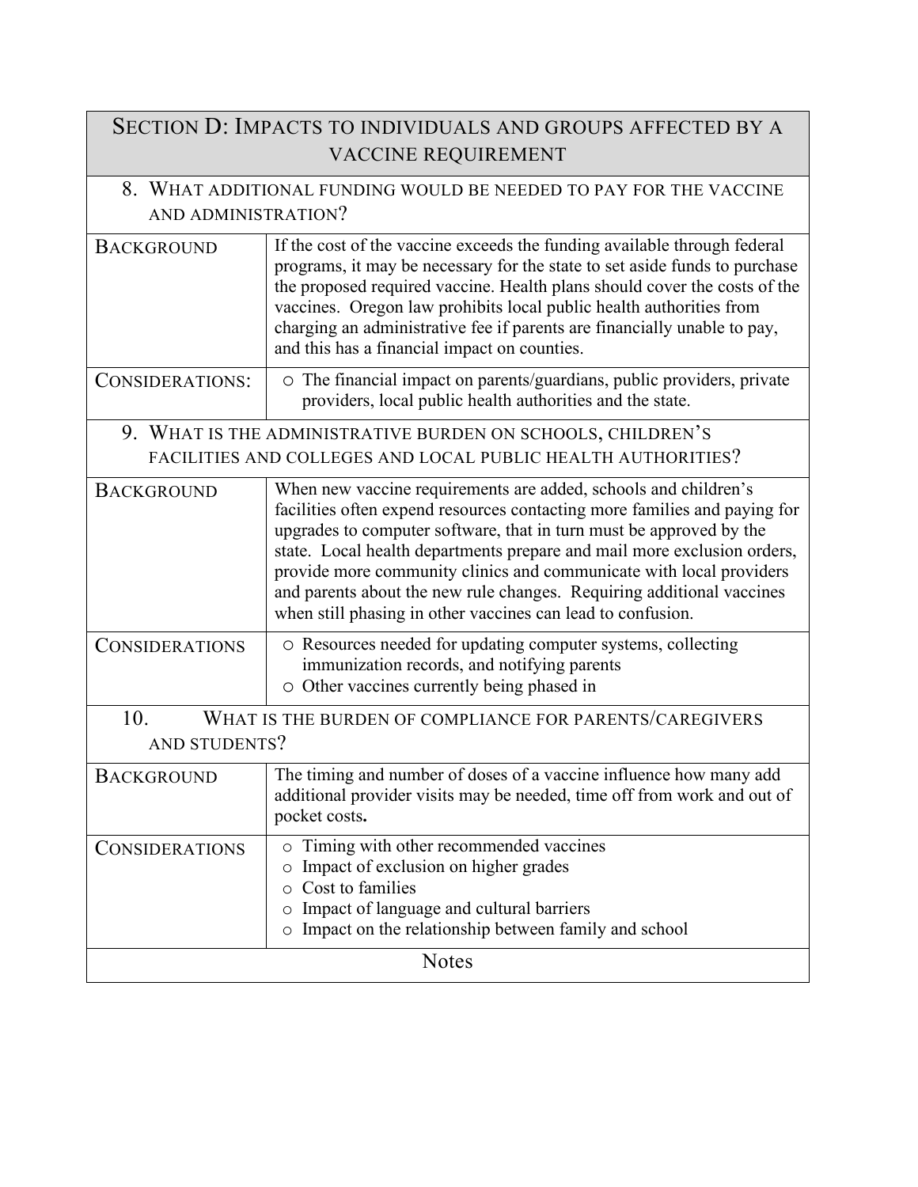| Section D: Impacts to individuals and groups affected by a vaccine requirement | |
|---|---|
| **8. What additional funding would be needed to pay for the vaccine and administration?** | |
| Background | If the cost of the vaccine exceeds the funding available through federal programs, it may be necessary for the state to set aside funds to purchase the proposed required vaccine. Health plans should cover the costs of the vaccines. Oregon law prohibits local public health authorities from charging an administrative fee if parents are financially unable to pay, and this has a financial impact on counties. |
| Considerations: | ○ The financial impact on parents/guardians, public providers, private providers, local public health authorities and the state. |
| **9. What is the administrative burden on schools, children's facilities and colleges and local public health authorities?** | |
| Background | When new vaccine requirements are added, schools and children's facilities often expend resources contacting more families and paying for upgrades to computer software, that in turn must be approved by the state. Local health departments prepare and mail more exclusion orders, provide more community clinics and communicate with local providers and parents about the new rule changes. Requiring additional vaccines when still phasing in other vaccines can lead to confusion. |
| Considerations | ○ Resources needed for updating computer systems, collecting immunization records, and notifying parents<br>○ Other vaccines currently being phased in |
| **10. What is the burden of compliance for parents/caregivers and students?** | |
| Background | The timing and number of doses of a vaccine influence how many add additional provider visits may be needed, time off from work and out of pocket costs**.** |
| Considerations | ○ Timing with other recommended vaccines<br>○ Impact of exclusion on higher grades<br>○ Cost to families<br>○ Impact of language and cultural barriers<br>○ Impact on the relationship between family and school |
| Notes | |